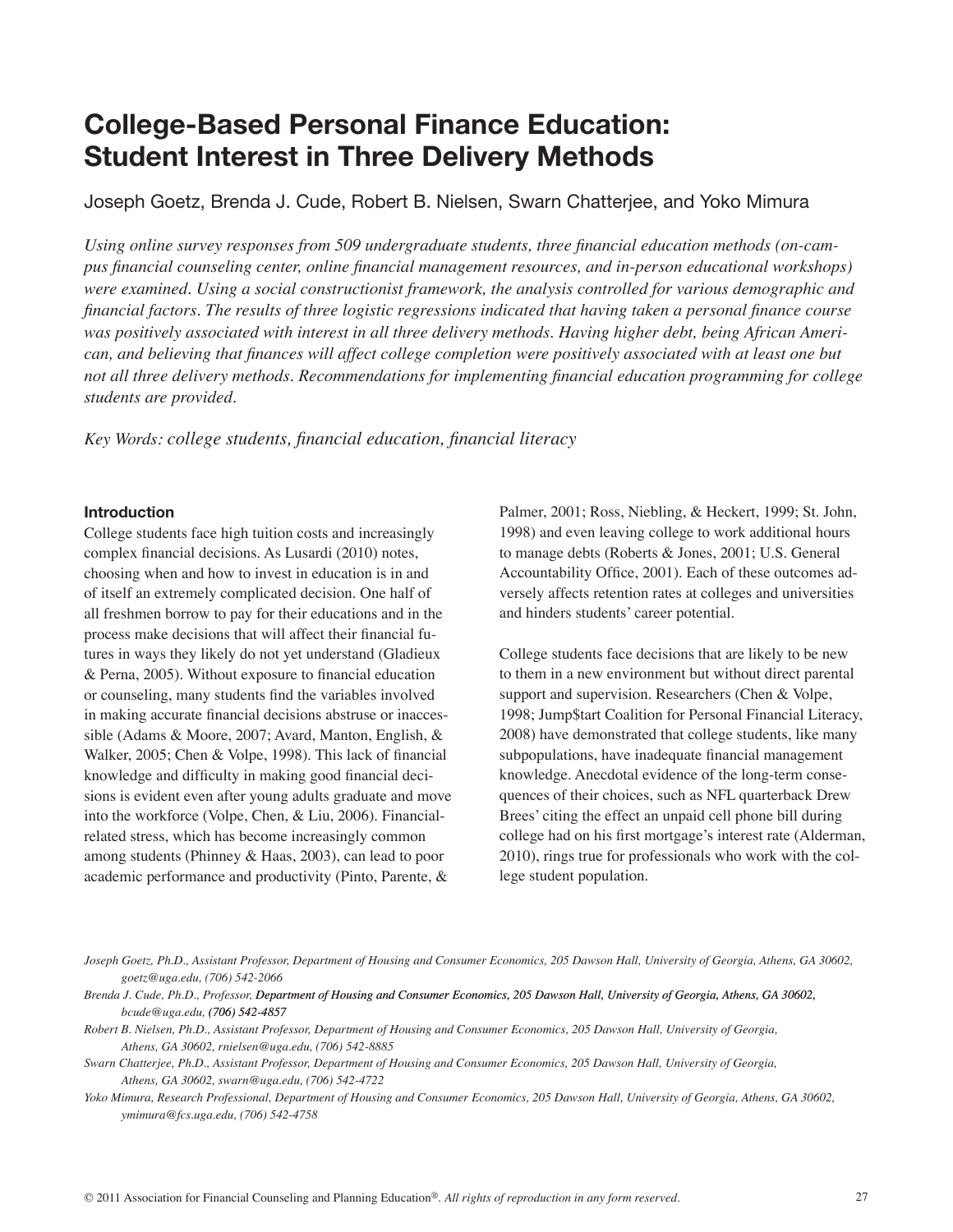# College-Based Personal Finance Education: Student Interest in Three Delivery Methods

Joseph Goetz, Brenda J. Cude, Robert B. Nielsen, Swarn Chatterjee, and Yoko Mimura

*Using online survey responses from 509 undergraduate students, three financial education methods (on-campus financial counseling center, online financial management resources, and in-person educational workshops) were examined. Using a social constructionist framework, the analysis controlled for various demographic and financial factors. The results of three logistic regressions indicated that having taken a personal finance course was positively associated with interest in all three delivery methods. Having higher debt, being African American, and believing that finances will affect college completion were positively associated with at least one but not all three delivery methods. Recommendations for implementing financial education programming for college students are provided.*

*Key Words: college students, financial education, financial literacy*

## Introduction

College students face high tuition costs and increasingly complex financial decisions. As Lusardi (2010) notes, choosing when and how to invest in education is in and of itself an extremely complicated decision. One half of all freshmen borrow to pay for their educations and in the process make decisions that will affect their financial futures in ways they likely do not yet understand (Gladieux & Perna, 2005). Without exposure to financial education or counseling, many students find the variables involved in making accurate financial decisions abstruse or inaccessible (Adams & Moore, 2007; Avard, Manton, English, & Walker, 2005; Chen & Volpe, 1998). This lack of financial knowledge and difficulty in making good financial decisions is evident even after young adults graduate and move into the workforce (Volpe, Chen, & Liu, 2006). Financial-related stress, which has become increasingly common among students (Phinney & Haas, 2003), can lead to poor academic performance and productivity (Pinto, Parente, & Palmer, 2001; Ross, Niebling, & Heckert, 1999; St. John, 1998) and even leaving college to work additional hours to manage debts (Roberts & Jones, 2001; U.S. General Accountability Office, 2001). Each of these outcomes adversely affects retention rates at colleges and universities and hinders students' career potential.

College students face decisions that are likely to be new to them in a new environment but without direct parental support and supervision. Researchers (Chen & Volpe, 1998; Jump$tart Coalition for Personal Financial Literacy, 2008) have demonstrated that college students, like many subpopulations, have inadequate financial management knowledge. Anecdotal evidence of the long-term consequences of their choices, such as NFL quarterback Drew Brees' citing the effect an unpaid cell phone bill during college had on his first mortgage's interest rate (Alderman, 2010), rings true for professionals who work with the college student population.

*Joseph Goetz, Ph.D., Assistant Professor, Department of Housing and Consumer Economics, 205 Dawson Hall, University of Georgia, Athens, GA 30602, goetz@uga.edu, (706) 542-2066*

*Brenda J. Cude, Ph.D., Professor, Department of Housing and Consumer Economics, 205 Dawson Hall, University of Georgia, Athens, GA 30602, bcude@uga.edu, (706) 542-4857*

*Robert B. Nielsen, Ph.D., Assistant Professor, Department of Housing and Consumer Economics, 205 Dawson Hall, University of Georgia, Athens, GA 30602, rnielsen@uga.edu, (706) 542-8885*

*Swarn Chatterjee, Ph.D., Assistant Professor, Department of Housing and Consumer Economics, 205 Dawson Hall, University of Georgia, Athens, GA 30602, swarn@uga.edu, (706) 542-4722*

*Yoko Mimura, Research Professional, Department of Housing and Consumer Economics, 205 Dawson Hall, University of Georgia, Athens, GA 30602, ymimura@fcs.uga.edu, (706) 542-4758*

© 2011 Association for Financial Counseling and Planning Education®. *All rights of reproduction in any form reserved.*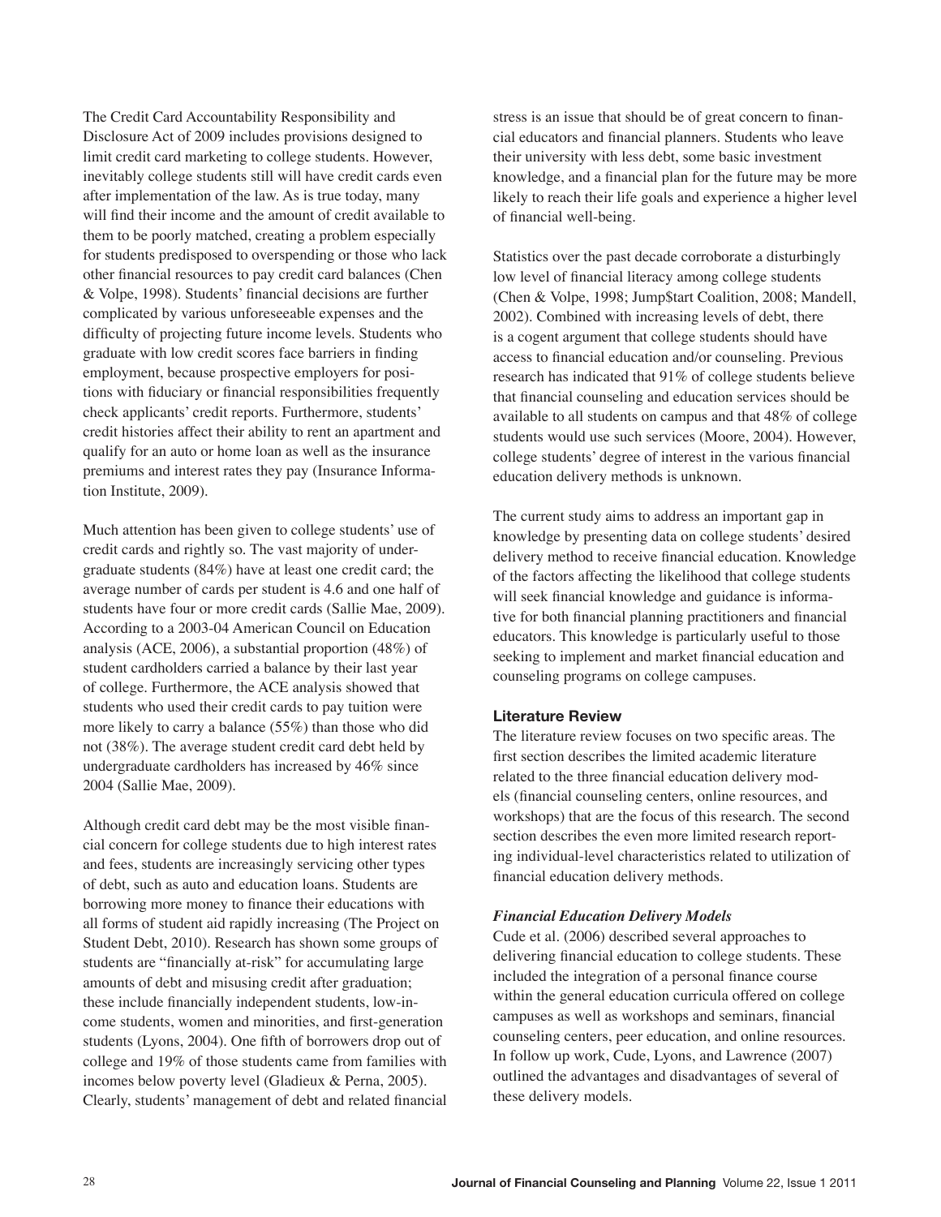The Credit Card Accountability Responsibility and Disclosure Act of 2009 includes provisions designed to limit credit card marketing to college students. However, inevitably college students still will have credit cards even after implementation of the law. As is true today, many will find their income and the amount of credit available to them to be poorly matched, creating a problem especially for students predisposed to overspending or those who lack other financial resources to pay credit card balances (Chen & Volpe, 1998). Students' financial decisions are further complicated by various unforeseeable expenses and the difficulty of projecting future income levels. Students who graduate with low credit scores face barriers in finding employment, because prospective employers for positions with fiduciary or financial responsibilities frequently check applicants' credit reports. Furthermore, students' credit histories affect their ability to rent an apartment and qualify for an auto or home loan as well as the insurance premiums and interest rates they pay (Insurance Information Institute, 2009).

Much attention has been given to college students' use of credit cards and rightly so. The vast majority of undergraduate students (84%) have at least one credit card; the average number of cards per student is 4.6 and one half of students have four or more credit cards (Sallie Mae, 2009). According to a 2003-04 American Council on Education analysis (ACE, 2006), a substantial proportion (48%) of student cardholders carried a balance by their last year of college. Furthermore, the ACE analysis showed that students who used their credit cards to pay tuition were more likely to carry a balance (55%) than those who did not (38%). The average student credit card debt held by undergraduate cardholders has increased by 46% since 2004 (Sallie Mae, 2009).

Although credit card debt may be the most visible financial concern for college students due to high interest rates and fees, students are increasingly servicing other types of debt, such as auto and education loans. Students are borrowing more money to finance their educations with all forms of student aid rapidly increasing (The Project on Student Debt, 2010). Research has shown some groups of students are "financially at-risk" for accumulating large amounts of debt and misusing credit after graduation; these include financially independent students, low-income students, women and minorities, and first-generation students (Lyons, 2004). One fifth of borrowers drop out of college and 19% of those students came from families with incomes below poverty level (Gladieux & Perna, 2005). Clearly, students' management of debt and related financial stress is an issue that should be of great concern to financial educators and financial planners. Students who leave their university with less debt, some basic investment knowledge, and a financial plan for the future may be more likely to reach their life goals and experience a higher level of financial well-being.

Statistics over the past decade corroborate a disturbingly low level of financial literacy among college students (Chen & Volpe, 1998; Jump$tart Coalition, 2008; Mandell, 2002). Combined with increasing levels of debt, there is a cogent argument that college students should have access to financial education and/or counseling. Previous research has indicated that 91% of college students believe that financial counseling and education services should be available to all students on campus and that 48% of college students would use such services (Moore, 2004). However, college students' degree of interest in the various financial education delivery methods is unknown.

The current study aims to address an important gap in knowledge by presenting data on college students' desired delivery method to receive financial education. Knowledge of the factors affecting the likelihood that college students will seek financial knowledge and guidance is informative for both financial planning practitioners and financial educators. This knowledge is particularly useful to those seeking to implement and market financial education and counseling programs on college campuses.

## Literature Review

The literature review focuses on two specific areas. The first section describes the limited academic literature related to the three financial education delivery models (financial counseling centers, online resources, and workshops) that are the focus of this research. The second section describes the even more limited research reporting individual-level characteristics related to utilization of financial education delivery methods.

### *Financial Education Delivery Models*

Cude et al. (2006) described several approaches to delivering financial education to college students. These included the integration of a personal finance course within the general education curricula offered on college campuses as well as workshops and seminars, financial counseling centers, peer education, and online resources. In follow up work, Cude, Lyons, and Lawrence (2007) outlined the advantages and disadvantages of several of these delivery models.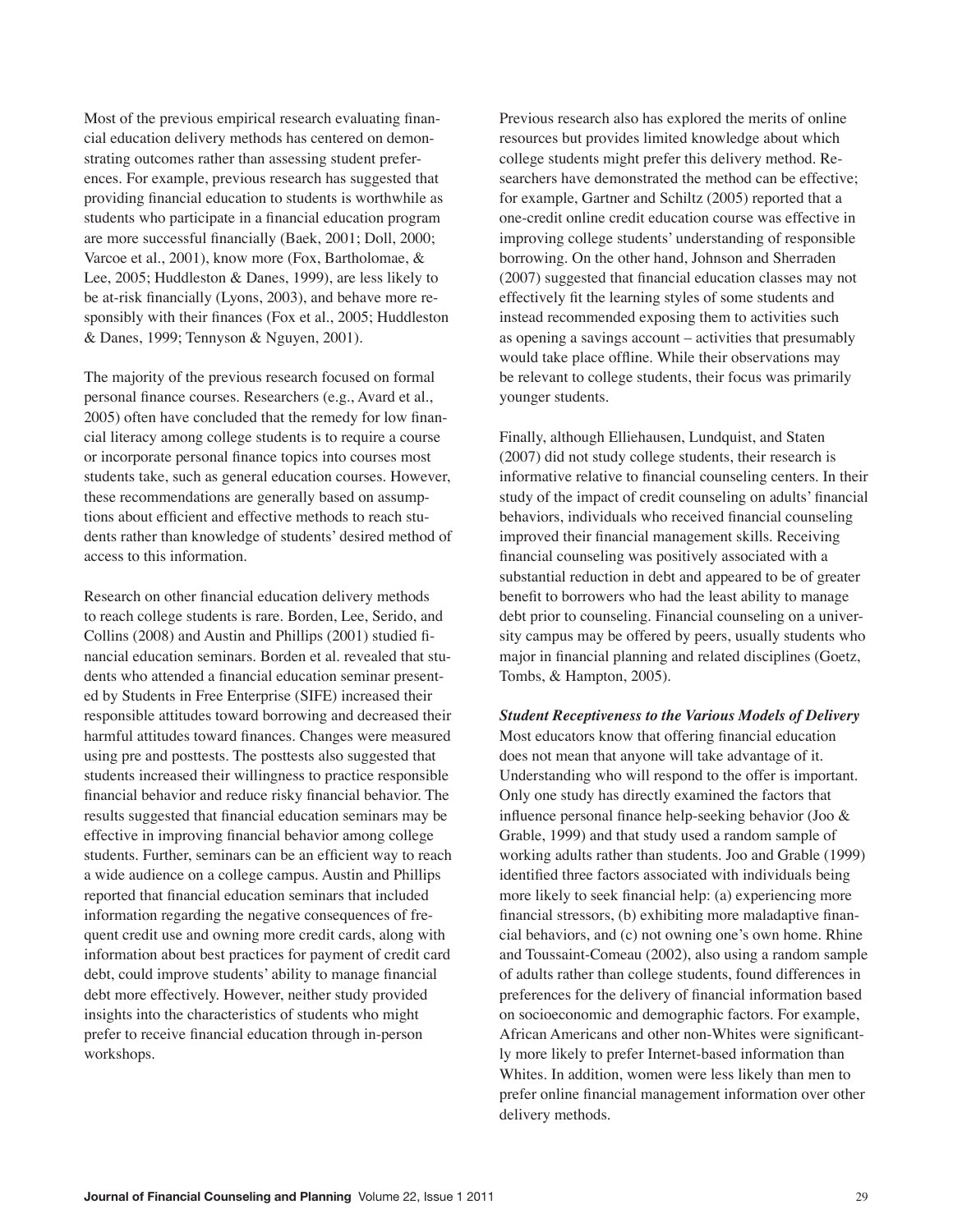Most of the previous empirical research evaluating financial education delivery methods has centered on demonstrating outcomes rather than assessing student preferences. For example, previous research has suggested that providing financial education to students is worthwhile as students who participate in a financial education program are more successful financially (Baek, 2001; Doll, 2000; Varcoe et al., 2001), know more (Fox, Bartholomae, & Lee, 2005; Huddleston & Danes, 1999), are less likely to be at-risk financially (Lyons, 2003), and behave more responsibly with their finances (Fox et al., 2005; Huddleston & Danes, 1999; Tennyson & Nguyen, 2001).

The majority of the previous research focused on formal personal finance courses. Researchers (e.g., Avard et al., 2005) often have concluded that the remedy for low financial literacy among college students is to require a course or incorporate personal finance topics into courses most students take, such as general education courses. However, these recommendations are generally based on assumptions about efficient and effective methods to reach students rather than knowledge of students' desired method of access to this information.

Research on other financial education delivery methods to reach college students is rare. Borden, Lee, Serido, and Collins (2008) and Austin and Phillips (2001) studied financial education seminars. Borden et al. revealed that students who attended a financial education seminar presented by Students in Free Enterprise (SIFE) increased their responsible attitudes toward borrowing and decreased their harmful attitudes toward finances. Changes were measured using pre and posttests. The posttests also suggested that students increased their willingness to practice responsible financial behavior and reduce risky financial behavior. The results suggested that financial education seminars may be effective in improving financial behavior among college students. Further, seminars can be an efficient way to reach a wide audience on a college campus. Austin and Phillips reported that financial education seminars that included information regarding the negative consequences of frequent credit use and owning more credit cards, along with information about best practices for payment of credit card debt, could improve students' ability to manage financial debt more effectively. However, neither study provided insights into the characteristics of students who might prefer to receive financial education through in-person workshops.

Previous research also has explored the merits of online resources but provides limited knowledge about which college students might prefer this delivery method. Researchers have demonstrated the method can be effective; for example, Gartner and Schiltz (2005) reported that a one-credit online credit education course was effective in improving college students' understanding of responsible borrowing. On the other hand, Johnson and Sherraden (2007) suggested that financial education classes may not effectively fit the learning styles of some students and instead recommended exposing them to activities such as opening a savings account – activities that presumably would take place offline. While their observations may be relevant to college students, their focus was primarily younger students.

Finally, although Elliehausen, Lundquist, and Staten (2007) did not study college students, their research is informative relative to financial counseling centers. In their study of the impact of credit counseling on adults' financial behaviors, individuals who received financial counseling improved their financial management skills. Receiving financial counseling was positively associated with a substantial reduction in debt and appeared to be of greater benefit to borrowers who had the least ability to manage debt prior to counseling. Financial counseling on a university campus may be offered by peers, usually students who major in financial planning and related disciplines (Goetz, Tombs, & Hampton, 2005).

***Student Receptiveness to the Various Models of Delivery***

Most educators know that offering financial education does not mean that anyone will take advantage of it. Understanding who will respond to the offer is important. Only one study has directly examined the factors that influence personal finance help-seeking behavior (Joo & Grable, 1999) and that study used a random sample of working adults rather than students. Joo and Grable (1999) identified three factors associated with individuals being more likely to seek financial help: (a) experiencing more financial stressors, (b) exhibiting more maladaptive financial behaviors, and (c) not owning one's own home. Rhine and Toussaint-Comeau (2002), also using a random sample of adults rather than college students, found differences in preferences for the delivery of financial information based on socioeconomic and demographic factors. For example, African Americans and other non-Whites were significantly more likely to prefer Internet-based information than Whites. In addition, women were less likely than men to prefer online financial management information over other delivery methods.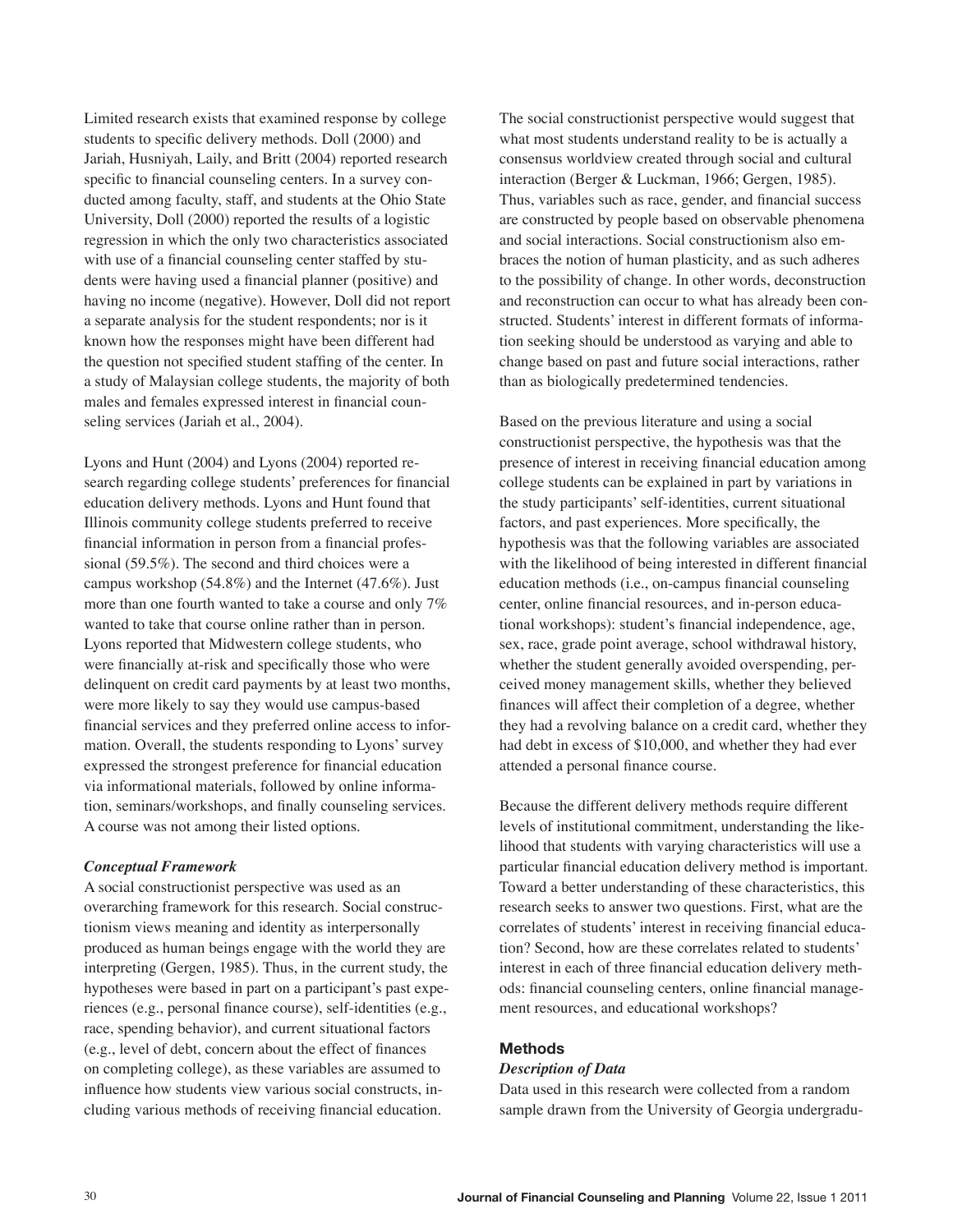Limited research exists that examined response by college students to specific delivery methods. Doll (2000) and Jariah, Husniyah, Laily, and Britt (2004) reported research specific to financial counseling centers. In a survey conducted among faculty, staff, and students at the Ohio State University, Doll (2000) reported the results of a logistic regression in which the only two characteristics associated with use of a financial counseling center staffed by students were having used a financial planner (positive) and having no income (negative). However, Doll did not report a separate analysis for the student respondents; nor is it known how the responses might have been different had the question not specified student staffing of the center. In a study of Malaysian college students, the majority of both males and females expressed interest in financial counseling services (Jariah et al., 2004).

Lyons and Hunt (2004) and Lyons (2004) reported research regarding college students' preferences for financial education delivery methods. Lyons and Hunt found that Illinois community college students preferred to receive financial information in person from a financial professional (59.5%). The second and third choices were a campus workshop (54.8%) and the Internet (47.6%). Just more than one fourth wanted to take a course and only 7% wanted to take that course online rather than in person. Lyons reported that Midwestern college students, who were financially at-risk and specifically those who were delinquent on credit card payments by at least two months, were more likely to say they would use campus-based financial services and they preferred online access to information. Overall, the students responding to Lyons' survey expressed the strongest preference for financial education via informational materials, followed by online information, seminars/workshops, and finally counseling services. A course was not among their listed options.

### *Conceptual Framework*

A social constructionist perspective was used as an overarching framework for this research. Social constructionism views meaning and identity as interpersonally produced as human beings engage with the world they are interpreting (Gergen, 1985). Thus, in the current study, the hypotheses were based in part on a participant's past experiences (e.g., personal finance course), self-identities (e.g., race, spending behavior), and current situational factors (e.g., level of debt, concern about the effect of finances on completing college), as these variables are assumed to influence how students view various social constructs, including various methods of receiving financial education.

The social constructionist perspective would suggest that what most students understand reality to be is actually a consensus worldview created through social and cultural interaction (Berger & Luckman, 1966; Gergen, 1985). Thus, variables such as race, gender, and financial success are constructed by people based on observable phenomena and social interactions. Social constructionism also embraces the notion of human plasticity, and as such adheres to the possibility of change. In other words, deconstruction and reconstruction can occur to what has already been constructed. Students' interest in different formats of information seeking should be understood as varying and able to change based on past and future social interactions, rather than as biologically predetermined tendencies.

Based on the previous literature and using a social constructionist perspective, the hypothesis was that the presence of interest in receiving financial education among college students can be explained in part by variations in the study participants' self-identities, current situational factors, and past experiences. More specifically, the hypothesis was that the following variables are associated with the likelihood of being interested in different financial education methods (i.e., on-campus financial counseling center, online financial resources, and in-person educational workshops): student's financial independence, age, sex, race, grade point average, school withdrawal history, whether the student generally avoided overspending, perceived money management skills, whether they believed finances will affect their completion of a degree, whether they had a revolving balance on a credit card, whether they had debt in excess of $10,000, and whether they had ever attended a personal finance course.

Because the different delivery methods require different levels of institutional commitment, understanding the likelihood that students with varying characteristics will use a particular financial education delivery method is important. Toward a better understanding of these characteristics, this research seeks to answer two questions. First, what are the correlates of students' interest in receiving financial education? Second, how are these correlates related to students' interest in each of three financial education delivery methods: financial counseling centers, online financial management resources, and educational workshops?

## Methods

### *Description of Data*

Data used in this research were collected from a random sample drawn from the University of Georgia undergradu-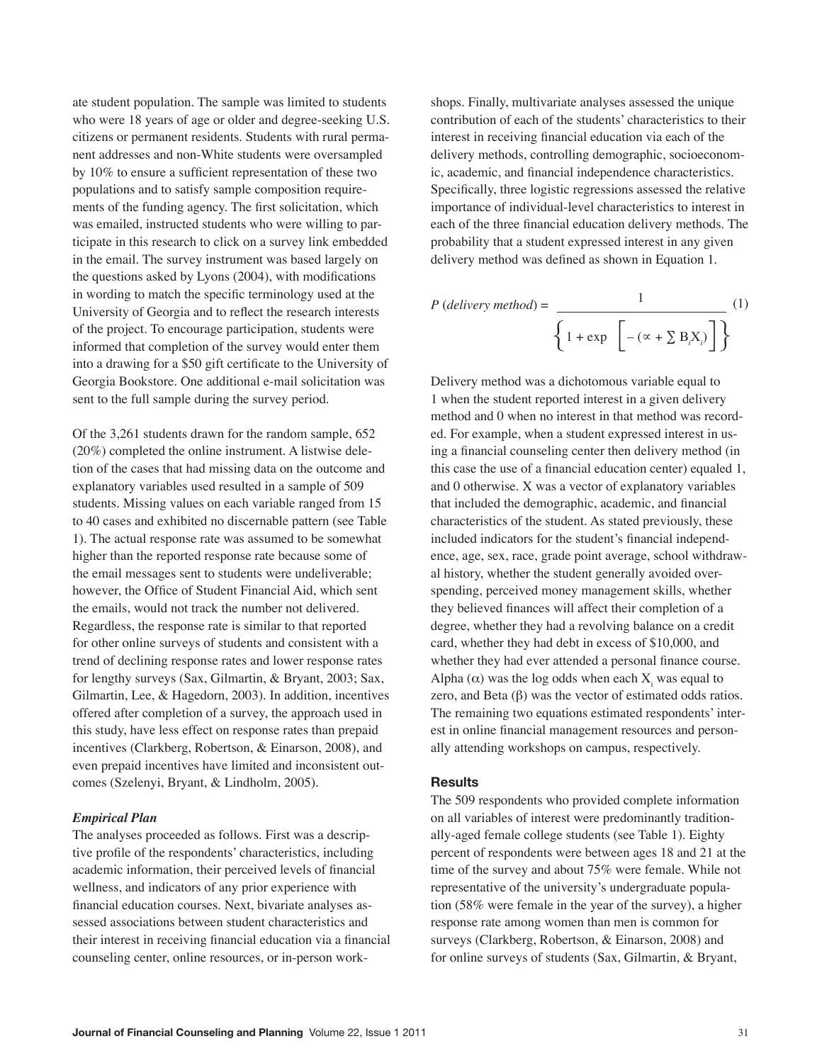ate student population. The sample was limited to students who were 18 years of age or older and degree-seeking U.S. citizens or permanent residents. Students with rural permanent addresses and non-White students were oversampled by 10% to ensure a sufficient representation of these two populations and to satisfy sample composition requirements of the funding agency. The first solicitation, which was emailed, instructed students who were willing to participate in this research to click on a survey link embedded in the email. The survey instrument was based largely on the questions asked by Lyons (2004), with modifications in wording to match the specific terminology used at the University of Georgia and to reflect the research interests of the project. To encourage participation, students were informed that completion of the survey would enter them into a drawing for a $50 gift certificate to the University of Georgia Bookstore. One additional e-mail solicitation was sent to the full sample during the survey period.

Of the 3,261 students drawn for the random sample, 652 (20%) completed the online instrument. A listwise deletion of the cases that had missing data on the outcome and explanatory variables used resulted in a sample of 509 students. Missing values on each variable ranged from 15 to 40 cases and exhibited no discernable pattern (see Table 1). The actual response rate was assumed to be somewhat higher than the reported response rate because some of the email messages sent to students were undeliverable; however, the Office of Student Financial Aid, which sent the emails, would not track the number not delivered. Regardless, the response rate is similar to that reported for other online surveys of students and consistent with a trend of declining response rates and lower response rates for lengthy surveys (Sax, Gilmartin, & Bryant, 2003; Sax, Gilmartin, Lee, & Hagedorn, 2003). In addition, incentives offered after completion of a survey, the approach used in this study, have less effect on response rates than prepaid incentives (Clarkberg, Robertson, & Einarson, 2008), and even prepaid incentives have limited and inconsistent outcomes (Szelenyi, Bryant, & Lindholm, 2005).

### *Empirical Plan*

The analyses proceeded as follows. First was a descriptive profile of the respondents' characteristics, including academic information, their perceived levels of financial wellness, and indicators of any prior experience with financial education courses. Next, bivariate analyses assessed associations between student characteristics and their interest in receiving financial education via a financial counseling center, online resources, or in-person workshops. Finally, multivariate analyses assessed the unique contribution of each of the students' characteristics to their interest in receiving financial education via each of the delivery methods, controlling demographic, socioeconomic, academic, and financial independence characteristics. Specifically, three logistic regressions assessed the relative importance of individual-level characteristics to interest in each of the three financial education delivery methods. The probability that a student expressed interest in any given delivery method was defined as shown in Equation 1.

$$P\,(delivery\ method) = \frac{1}{\left\{1 + \exp\left[-(\propto + \sum B_i X_i)\right]\right\}} \quad (1)$$

Delivery method was a dichotomous variable equal to 1 when the student reported interest in a given delivery method and 0 when no interest in that method was recorded. For example, when a student expressed interest in using a financial counseling center then delivery method (in this case the use of a financial education center) equaled 1, and 0 otherwise. X was a vector of explanatory variables that included the demographic, academic, and financial characteristics of the student. As stated previously, these included indicators for the student's financial independence, age, sex, race, grade point average, school withdrawal history, whether the student generally avoided overspending, perceived money management skills, whether they believed finances will affect their completion of a degree, whether they had a revolving balance on a credit card, whether they had debt in excess of $10,000, and whether they had ever attended a personal finance course. Alpha ($\alpha$) was the log odds when each $X_i$ was equal to zero, and Beta ($\beta$) was the vector of estimated odds ratios. The remaining two equations estimated respondents' interest in online financial management resources and personally attending workshops on campus, respectively.

### Results

The 509 respondents who provided complete information on all variables of interest were predominantly traditionally-aged female college students (see Table 1). Eighty percent of respondents were between ages 18 and 21 at the time of the survey and about 75% were female. While not representative of the university's undergraduate population (58% were female in the year of the survey), a higher response rate among women than men is common for surveys (Clarkberg, Robertson, & Einarson, 2008) and for online surveys of students (Sax, Gilmartin, & Bryant,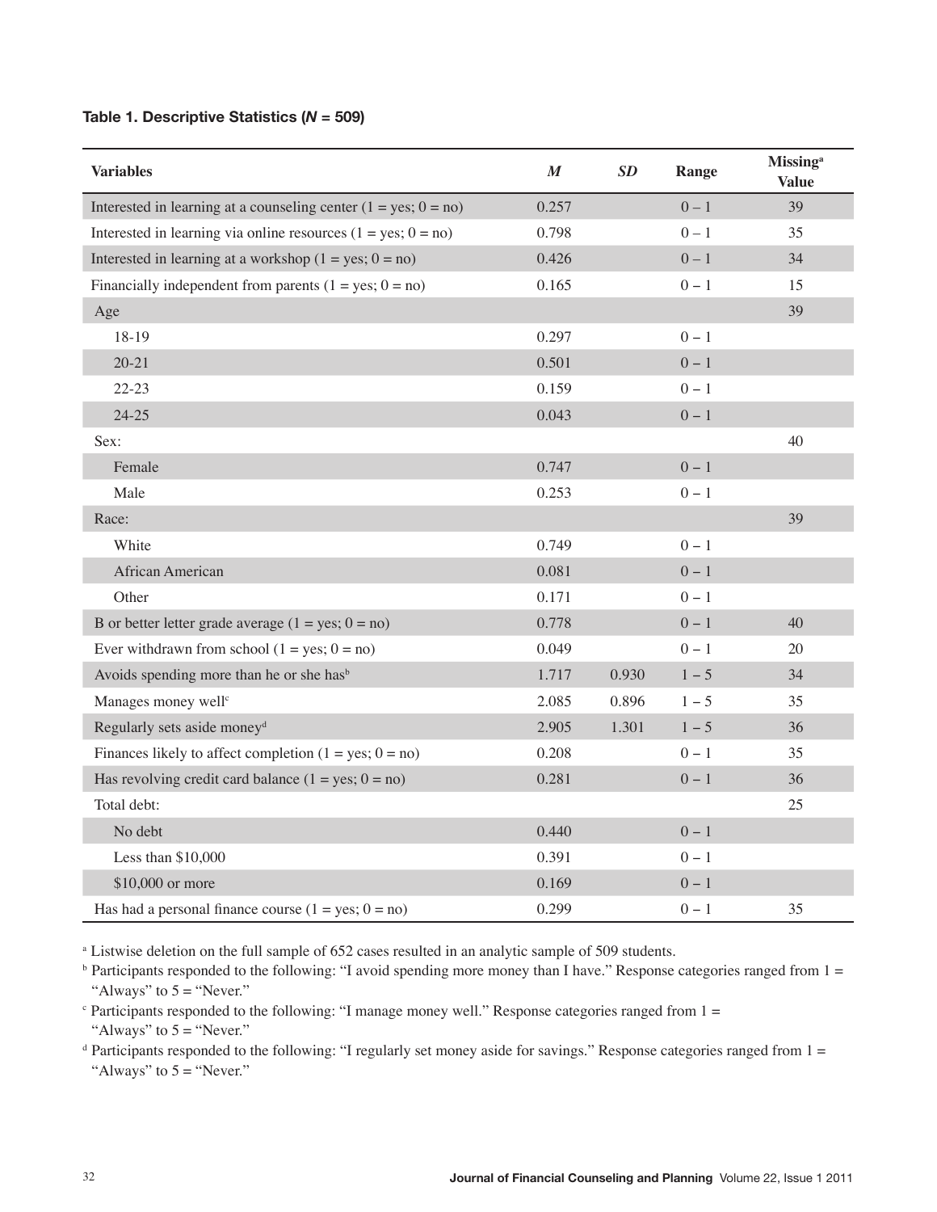**Table 1. Descriptive Statistics (*N* = 509)**

| Variables | *M* | *SD* | Range | Missing[a] Value |
|---|---|---|---|---|
| Interested in learning at a counseling center (1 = yes; 0 = no) | 0.257 | | 0 – 1 | 39 |
| Interested in learning via online resources (1 = yes; 0 = no) | 0.798 | | 0 – 1 | 35 |
| Interested in learning at a workshop (1 = yes; 0 = no) | 0.426 | | 0 – 1 | 34 |
| Financially independent from parents (1 = yes; 0 = no) | 0.165 | | 0 – 1 | 15 |
| Age | | | | 39 |
| 18-19 | 0.297 | | 0 – 1 | |
| 20-21 | 0.501 | | 0 – 1 | |
| 22-23 | 0.159 | | 0 – 1 | |
| 24-25 | 0.043 | | 0 – 1 | |
| Sex: | | | | 40 |
| Female | 0.747 | | 0 – 1 | |
| Male | 0.253 | | 0 – 1 | |
| Race: | | | | 39 |
| White | 0.749 | | 0 – 1 | |
| African American | 0.081 | | 0 – 1 | |
| Other | 0.171 | | 0 – 1 | |
| B or better letter grade average (1 = yes; 0 = no) | 0.778 | | 0 – 1 | 40 |
| Ever withdrawn from school (1 = yes; 0 = no) | 0.049 | | 0 – 1 | 20 |
| Avoids spending more than he or she has[b] | 1.717 | 0.930 | 1 – 5 | 34 |
| Manages money well[c] | 2.085 | 0.896 | 1 – 5 | 35 |
| Regularly sets aside money[d] | 2.905 | 1.301 | 1 – 5 | 36 |
| Finances likely to affect completion (1 = yes; 0 = no) | 0.208 | | 0 – 1 | 35 |
| Has revolving credit card balance (1 = yes; 0 = no) | 0.281 | | 0 – 1 | 36 |
| Total debt: | | | | 25 |
| No debt | 0.440 | | 0 – 1 | |
| Less than $10,000 | 0.391 | | 0 – 1 | |
| $10,000 or more | 0.169 | | 0 – 1 | |
| Has had a personal finance course (1 = yes; 0 = no) | 0.299 | | 0 – 1 | 35 |

[a] Listwise deletion on the full sample of 652 cases resulted in an analytic sample of 509 students.

[b] Participants responded to the following: "I avoid spending more money than I have." Response categories ranged from 1 = "Always" to 5 = "Never."

[c] Participants responded to the following: "I manage money well." Response categories ranged from 1 = "Always" to 5 = "Never."

[d] Participants responded to the following: "I regularly set money aside for savings." Response categories ranged from 1 = "Always" to 5 = "Never."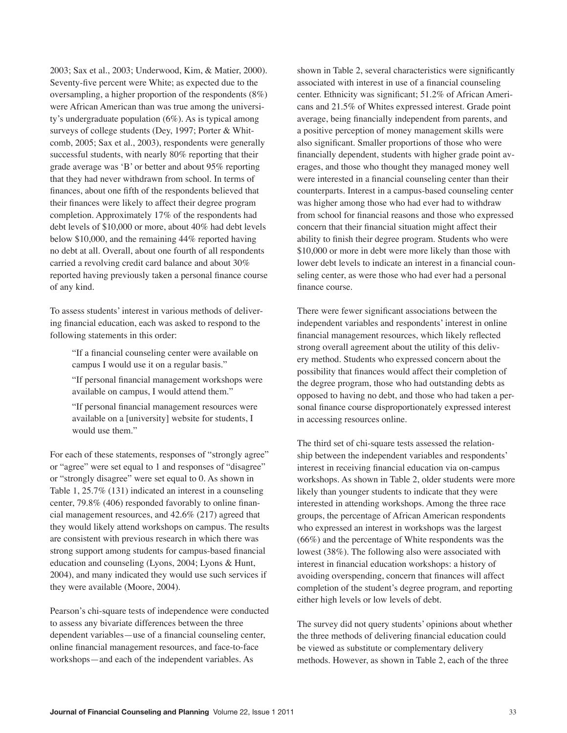2003; Sax et al., 2003; Underwood, Kim, & Matier, 2000). Seventy-five percent were White; as expected due to the oversampling, a higher proportion of the respondents (8%) were African American than was true among the university's undergraduate population (6%). As is typical among surveys of college students (Dey, 1997; Porter & Whitcomb, 2005; Sax et al., 2003), respondents were generally successful students, with nearly 80% reporting that their grade average was 'B' or better and about 95% reporting that they had never withdrawn from school. In terms of finances, about one fifth of the respondents believed that their finances were likely to affect their degree program completion. Approximately 17% of the respondents had debt levels of $10,000 or more, about 40% had debt levels below $10,000, and the remaining 44% reported having no debt at all. Overall, about one fourth of all respondents carried a revolving credit card balance and about 30% reported having previously taken a personal finance course of any kind.

To assess students' interest in various methods of delivering financial education, each was asked to respond to the following statements in this order:

> "If a financial counseling center were available on campus I would use it on a regular basis."
>
> "If personal financial management workshops were available on campus, I would attend them."
>
> "If personal financial management resources were available on a [university] website for students, I would use them."

For each of these statements, responses of "strongly agree" or "agree" were set equal to 1 and responses of "disagree" or "strongly disagree" were set equal to 0. As shown in Table 1, 25.7% (131) indicated an interest in a counseling center, 79.8% (406) responded favorably to online financial management resources, and 42.6% (217) agreed that they would likely attend workshops on campus. The results are consistent with previous research in which there was strong support among students for campus-based financial education and counseling (Lyons, 2004; Lyons & Hunt, 2004), and many indicated they would use such services if they were available (Moore, 2004).

Pearson's chi-square tests of independence were conducted to assess any bivariate differences between the three dependent variables—use of a financial counseling center, online financial management resources, and face-to-face workshops—and each of the independent variables. As shown in Table 2, several characteristics were significantly associated with interest in use of a financial counseling center. Ethnicity was significant; 51.2% of African Americans and 21.5% of Whites expressed interest. Grade point average, being financially independent from parents, and a positive perception of money management skills were also significant. Smaller proportions of those who were financially dependent, students with higher grade point averages, and those who thought they managed money well were interested in a financial counseling center than their counterparts. Interest in a campus-based counseling center was higher among those who had ever had to withdraw from school for financial reasons and those who expressed concern that their financial situation might affect their ability to finish their degree program. Students who were $10,000 or more in debt were more likely than those with lower debt levels to indicate an interest in a financial counseling center, as were those who had ever had a personal finance course.

There were fewer significant associations between the independent variables and respondents' interest in online financial management resources, which likely reflected strong overall agreement about the utility of this delivery method. Students who expressed concern about the possibility that finances would affect their completion of the degree program, those who had outstanding debts as opposed to having no debt, and those who had taken a personal finance course disproportionately expressed interest in accessing resources online.

The third set of chi-square tests assessed the relationship between the independent variables and respondents' interest in receiving financial education via on-campus workshops. As shown in Table 2, older students were more likely than younger students to indicate that they were interested in attending workshops. Among the three race groups, the percentage of African American respondents who expressed an interest in workshops was the largest (66%) and the percentage of White respondents was the lowest (38%). The following also were associated with interest in financial education workshops: a history of avoiding overspending, concern that finances will affect completion of the student's degree program, and reporting either high levels or low levels of debt.

The survey did not query students' opinions about whether the three methods of delivering financial education could be viewed as substitute or complementary delivery methods. However, as shown in Table 2, each of the three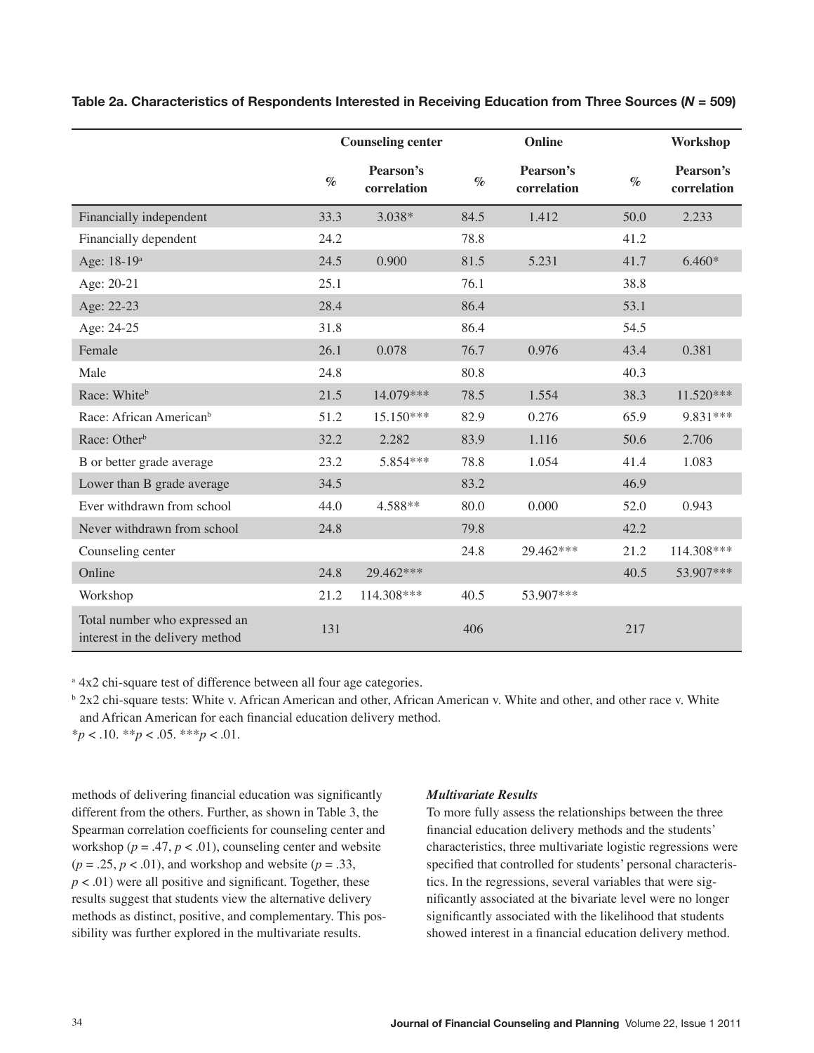**Table 2a. Characteristics of Respondents Interested in Receiving Education from Three Sources (*N* = 509)**

| | Counseling center | | Online | | Workshop | |
|---|---|---|---|---|---|---|
| | % | Pearson's correlation | % | Pearson's correlation | % | Pearson's correlation |
| Financially independent | 33.3 | 3.038* | 84.5 | 1.412 | 50.0 | 2.233 |
| Financially dependent | 24.2 | | 78.8 | | 41.2 | |
| Age: 18-19[a] | 24.5 | 0.900 | 81.5 | 5.231 | 41.7 | 6.460* |
| Age: 20-21 | 25.1 | | 76.1 | | 38.8 | |
| Age: 22-23 | 28.4 | | 86.4 | | 53.1 | |
| Age: 24-25 | 31.8 | | 86.4 | | 54.5 | |
| Female | 26.1 | 0.078 | 76.7 | 0.976 | 43.4 | 0.381 |
| Male | 24.8 | | 80.8 | | 40.3 | |
| Race: White[b] | 21.5 | 14.079*** | 78.5 | 1.554 | 38.3 | 11.520*** |
| Race: African American[b] | 51.2 | 15.150*** | 82.9 | 0.276 | 65.9 | 9.831*** |
| Race: Other[b] | 32.2 | 2.282 | 83.9 | 1.116 | 50.6 | 2.706 |
| B or better grade average | 23.2 | 5.854*** | 78.8 | 1.054 | 41.4 | 1.083 |
| Lower than B grade average | 34.5 | | 83.2 | | 46.9 | |
| Ever withdrawn from school | 44.0 | 4.588** | 80.0 | 0.000 | 52.0 | 0.943 |
| Never withdrawn from school | 24.8 | | 79.8 | | 42.2 | |
| Counseling center | | | 24.8 | 29.462*** | 21.2 | 114.308*** |
| Online | 24.8 | 29.462*** | | | 40.5 | 53.907*** |
| Workshop | 21.2 | 114.308*** | 40.5 | 53.907*** | | |
| Total number who expressed an interest in the delivery method | 131 | | 406 | | 217 | |

[a] 4x2 chi-square test of difference between all four age categories.

[b] 2x2 chi-square tests: White v. African American and other, African American v. White and other, and other race v. White and African American for each financial education delivery method.

\* $p < .10$. \*\* $p < .05$. \*\*\* $p < .01$.

methods of delivering financial education was significantly different from the others. Further, as shown in Table 3, the Spearman correlation coefficients for counseling center and workshop ($p = .47$, $p < .01$), counseling center and website ($p = .25$, $p < .01$), and workshop and website ($p = .33$, $p < .01$) were all positive and significant. Together, these results suggest that students view the alternative delivery methods as distinct, positive, and complementary. This possibility was further explored in the multivariate results.

### *Multivariate Results*

To more fully assess the relationships between the three financial education delivery methods and the students' characteristics, three multivariate logistic regressions were specified that controlled for students' personal characteristics. In the regressions, several variables that were significantly associated at the bivariate level were no longer significantly associated with the likelihood that students showed interest in a financial education delivery method.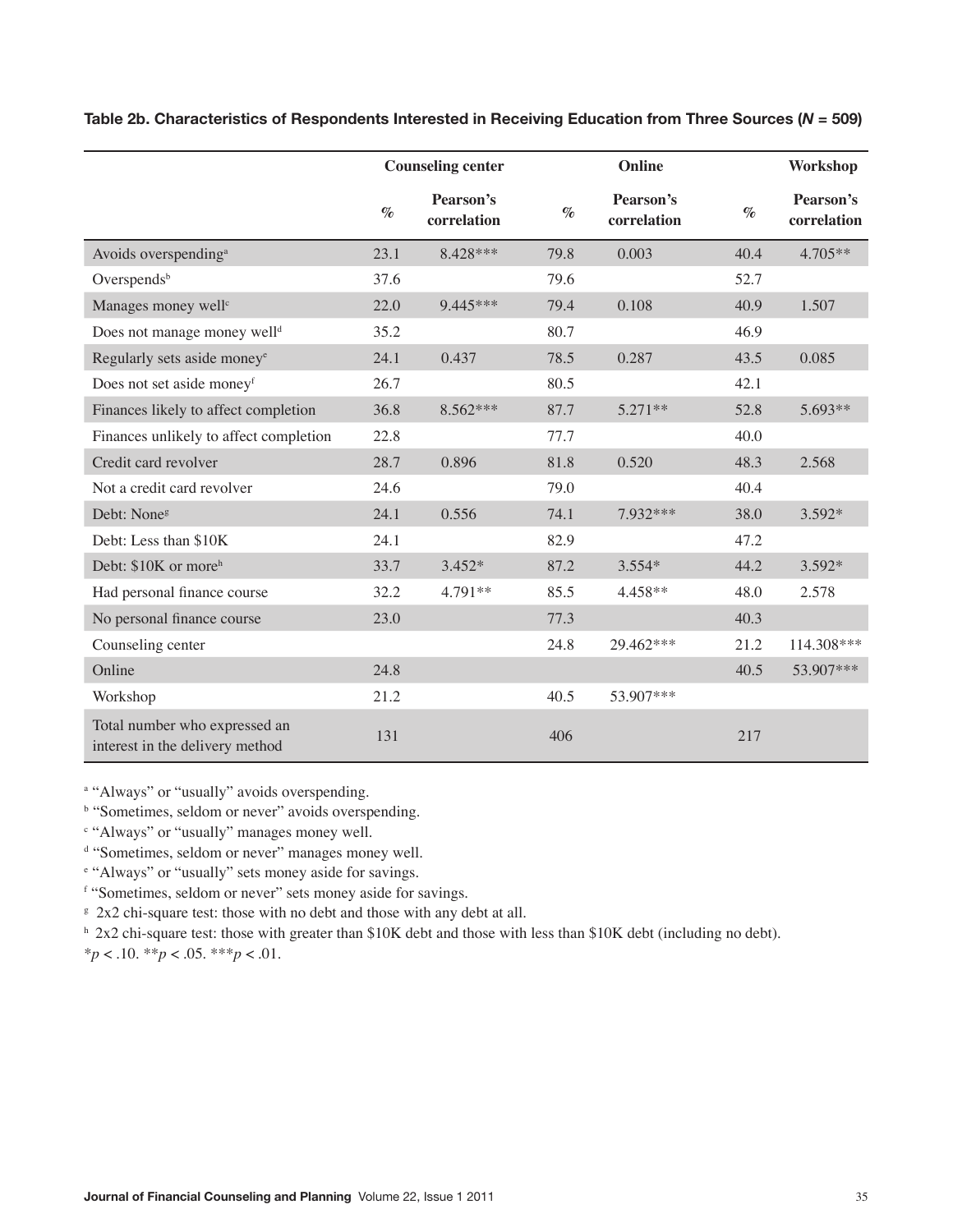**Table 2b. Characteristics of Respondents Interested in Receiving Education from Three Sources (*N* = 509)**

| | Counseling center | | Online | | Workshop | |
|---|---|---|---|---|---|---|
| | % | Pearson's correlation | % | Pearson's correlation | % | Pearson's correlation |
| Avoids overspending[a] | 23.1 | 8.428*** | 79.8 | 0.003 | 40.4 | 4.705** |
| Overspends[b] | 37.6 | | 79.6 | | 52.7 | |
| Manages money well[c] | 22.0 | 9.445*** | 79.4 | 0.108 | 40.9 | 1.507 |
| Does not manage money well[d] | 35.2 | | 80.7 | | 46.9 | |
| Regularly sets aside money[e] | 24.1 | 0.437 | 78.5 | 0.287 | 43.5 | 0.085 |
| Does not set aside money[f] | 26.7 | | 80.5 | | 42.1 | |
| Finances likely to affect completion | 36.8 | 8.562*** | 87.7 | 5.271** | 52.8 | 5.693** |
| Finances unlikely to affect completion | 22.8 | | 77.7 | | 40.0 | |
| Credit card revolver | 28.7 | 0.896 | 81.8 | 0.520 | 48.3 | 2.568 |
| Not a credit card revolver | 24.6 | | 79.0 | | 40.4 | |
| Debt: None[g] | 24.1 | 0.556 | 74.1 | 7.932*** | 38.0 | 3.592* |
| Debt: Less than $10K | 24.1 | | 82.9 | | 47.2 | |
| Debt: $10K or more[h] | 33.7 | 3.452* | 87.2 | 3.554* | 44.2 | 3.592* |
| Had personal finance course | 32.2 | 4.791** | 85.5 | 4.458** | 48.0 | 2.578 |
| No personal finance course | 23.0 | | 77.3 | | 40.3 | |
| Counseling center | | | 24.8 | 29.462*** | 21.2 | 114.308*** |
| Online | 24.8 | | | | 40.5 | 53.907*** |
| Workshop | 21.2 | | 40.5 | 53.907*** | | |
| Total number who expressed an interest in the delivery method | 131 | | 406 | | 217 | |

[a] "Always" or "usually" avoids overspending.
[b] "Sometimes, seldom or never" avoids overspending.
[c] "Always" or "usually" manages money well.
[d] "Sometimes, seldom or never" manages money well.
[e] "Always" or "usually" sets money aside for savings.
[f] "Sometimes, seldom or never" sets money aside for savings.
[g] 2x2 chi-square test: those with no debt and those with any debt at all.
[h] 2x2 chi-square test: those with greater than $10K debt and those with less than $10K debt (including no debt).
*$p < .10$. **$p < .05$. ***$p < .01$.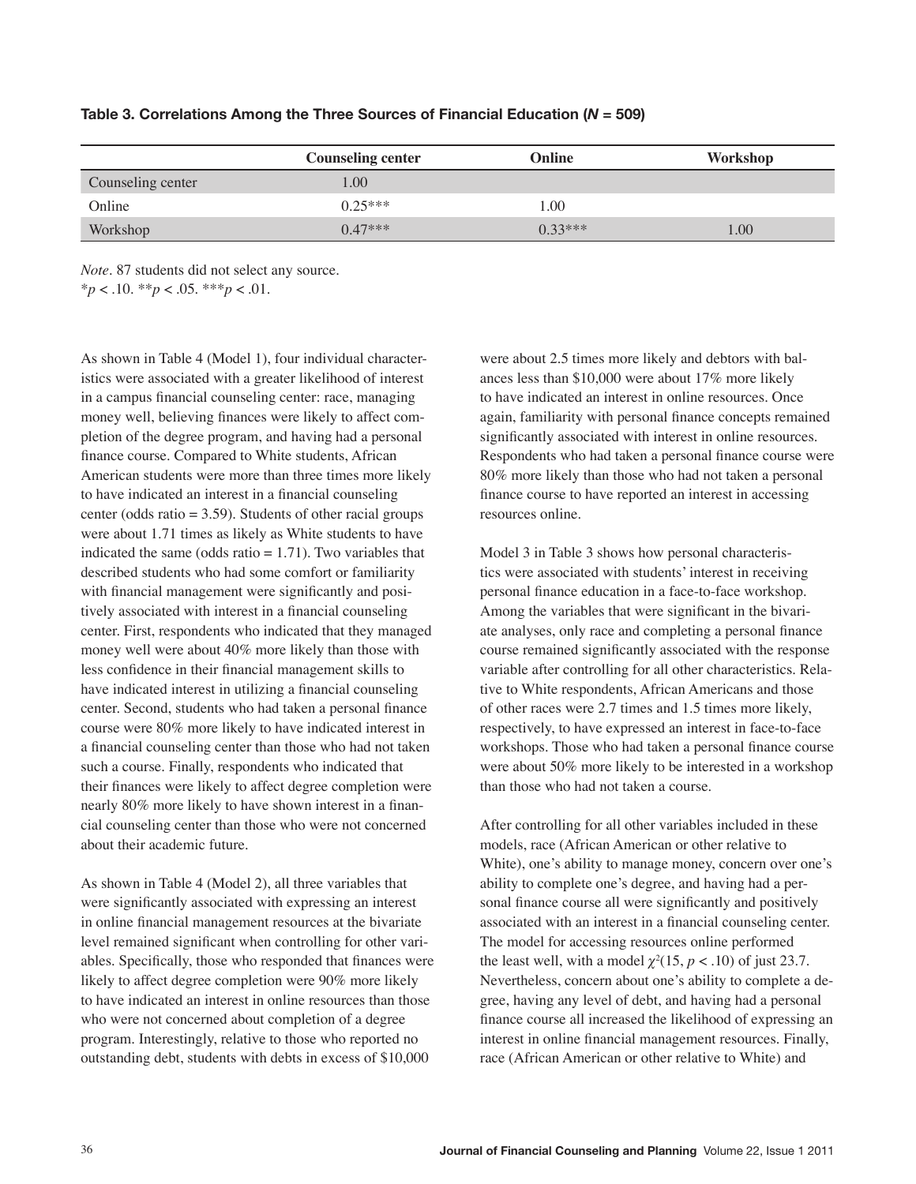**Table 3. Correlations Among the Three Sources of Financial Education (*N* = 509)**

| | Counseling center | Online | Workshop |
|---|---|---|---|
| Counseling center | 1.00 | | |
| Online | 0.25*** | 1.00 | |
| Workshop | 0.47*** | 0.33*** | 1.00 |

*Note*. 87 students did not select any source.
*$p < .10$. **$p < .05$. ***$p < .01$.

As shown in Table 4 (Model 1), four individual characteristics were associated with a greater likelihood of interest in a campus financial counseling center: race, managing money well, believing finances were likely to affect completion of the degree program, and having had a personal finance course. Compared to White students, African American students were more than three times more likely to have indicated an interest in a financial counseling center (odds ratio = 3.59). Students of other racial groups were about 1.71 times as likely as White students to have indicated the same (odds ratio = 1.71). Two variables that described students who had some comfort or familiarity with financial management were significantly and positively associated with interest in a financial counseling center. First, respondents who indicated that they managed money well were about 40% more likely than those with less confidence in their financial management skills to have indicated interest in utilizing a financial counseling center. Second, students who had taken a personal finance course were 80% more likely to have indicated interest in a financial counseling center than those who had not taken such a course. Finally, respondents who indicated that their finances were likely to affect degree completion were nearly 80% more likely to have shown interest in a financial counseling center than those who were not concerned about their academic future.

As shown in Table 4 (Model 2), all three variables that were significantly associated with expressing an interest in online financial management resources at the bivariate level remained significant when controlling for other variables. Specifically, those who responded that finances were likely to affect degree completion were 90% more likely to have indicated an interest in online resources than those who were not concerned about completion of a degree program. Interestingly, relative to those who reported no outstanding debt, students with debts in excess of $10,000 were about 2.5 times more likely and debtors with balances less than $10,000 were about 17% more likely to have indicated an interest in online resources. Once again, familiarity with personal finance concepts remained significantly associated with interest in online resources. Respondents who had taken a personal finance course were 80% more likely than those who had not taken a personal finance course to have reported an interest in accessing resources online.

Model 3 in Table 3 shows how personal characteristics were associated with students' interest in receiving personal finance education in a face-to-face workshop. Among the variables that were significant in the bivariate analyses, only race and completing a personal finance course remained significantly associated with the response variable after controlling for all other characteristics. Relative to White respondents, African Americans and those of other races were 2.7 times and 1.5 times more likely, respectively, to have expressed an interest in face-to-face workshops. Those who had taken a personal finance course were about 50% more likely to be interested in a workshop than those who had not taken a course.

After controlling for all other variables included in these models, race (African American or other relative to White), one's ability to manage money, concern over one's ability to complete one's degree, and having had a personal finance course all were significantly and positively associated with an interest in a financial counseling center. The model for accessing resources online performed the least well, with a model $\chi^2(15, p < .10)$ of just 23.7. Nevertheless, concern about one's ability to complete a degree, having any level of debt, and having had a personal finance course all increased the likelihood of expressing an interest in online financial management resources. Finally, race (African American or other relative to White) and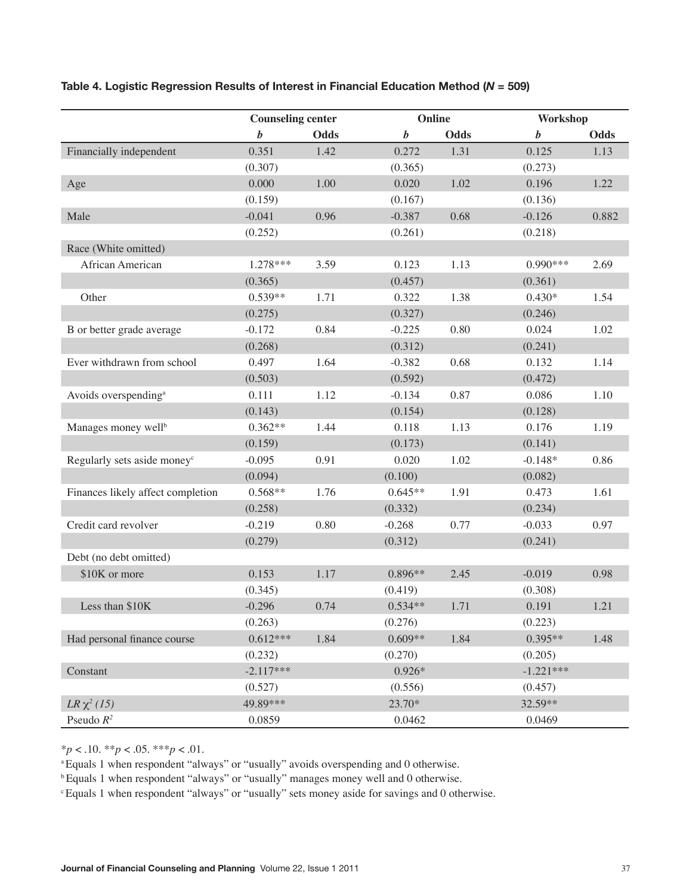**Table 4. Logistic Regression Results of Interest in Financial Education Method (*N* = 509)**

| | Counseling center | | Online | | Workshop | |
|---|---|---|---|---|---|---|
| | *b* | Odds | *b* | Odds | *b* | Odds |
| Financially independent | 0.351 | 1.42 | 0.272 | 1.31 | 0.125 | 1.13 |
| | (0.307) | | (0.365) | | (0.273) | |
| Age | 0.000 | 1.00 | 0.020 | 1.02 | 0.196 | 1.22 |
| | (0.159) | | (0.167) | | (0.136) | |
| Male | -0.041 | 0.96 | -0.387 | 0.68 | -0.126 | 0.882 |
| | (0.252) | | (0.261) | | (0.218) | |
| Race (White omitted) | | | | | | |
| African American | 1.278*** | 3.59 | 0.123 | 1.13 | 0.990*** | 2.69 |
| | (0.365) | | (0.457) | | (0.361) | |
| Other | 0.539** | 1.71 | 0.322 | 1.38 | 0.430* | 1.54 |
| | (0.275) | | (0.327) | | (0.246) | |
| B or better grade average | -0.172 | 0.84 | -0.225 | 0.80 | 0.024 | 1.02 |
| | (0.268) | | (0.312) | | (0.241) | |
| Ever withdrawn from school | 0.497 | 1.64 | -0.382 | 0.68 | 0.132 | 1.14 |
| | (0.503) | | (0.592) | | (0.472) | |
| Avoids overspending[a] | 0.111 | 1.12 | -0.134 | 0.87 | 0.086 | 1.10 |
| | (0.143) | | (0.154) | | (0.128) | |
| Manages money well[b] | 0.362** | 1.44 | 0.118 | 1.13 | 0.176 | 1.19 |
| | (0.159) | | (0.173) | | (0.141) | |
| Regularly sets aside money[c] | -0.095 | 0.91 | 0.020 | 1.02 | -0.148* | 0.86 |
| | (0.094) | | (0.100) | | (0.082) | |
| Finances likely affect completion | 0.568** | 1.76 | 0.645** | 1.91 | 0.473 | 1.61 |
| | (0.258) | | (0.332) | | (0.234) | |
| Credit card revolver | -0.219 | 0.80 | -0.268 | 0.77 | -0.033 | 0.97 |
| | (0.279) | | (0.312) | | (0.241) | |
| Debt (no debt omitted) | | | | | | |
| $10K or more | 0.153 | 1.17 | 0.896** | 2.45 | -0.019 | 0.98 |
| | (0.345) | | (0.419) | | (0.308) | |
| Less than $10K | -0.296 | 0.74 | 0.534** | 1.71 | 0.191 | 1.21 |
| | (0.263) | | (0.276) | | (0.223) | |
| Had personal finance course | 0.612*** | 1.84 | 0.609** | 1.84 | 0.395** | 1.48 |
| | (0.232) | | (0.270) | | (0.205) | |
| Constant | -2.117*** | | 0.926* | | -1.221*** | |
| | (0.527) | | (0.556) | | (0.457) | |
| *LR* $\chi^2$ *(15)* | 49.89*** | | 23.70* | | 32.59** | |
| Pseudo $R^2$ | 0.0859 | | 0.0462 | | 0.0469 | |

*$p < .10$. **$p < .05$. ***$p < .01$.

[a] Equals 1 when respondent "always" or "usually" avoids overspending and 0 otherwise.

[b] Equals 1 when respondent "always" or "usually" manages money well and 0 otherwise.

[c] Equals 1 when respondent "always" or "usually" sets money aside for savings and 0 otherwise.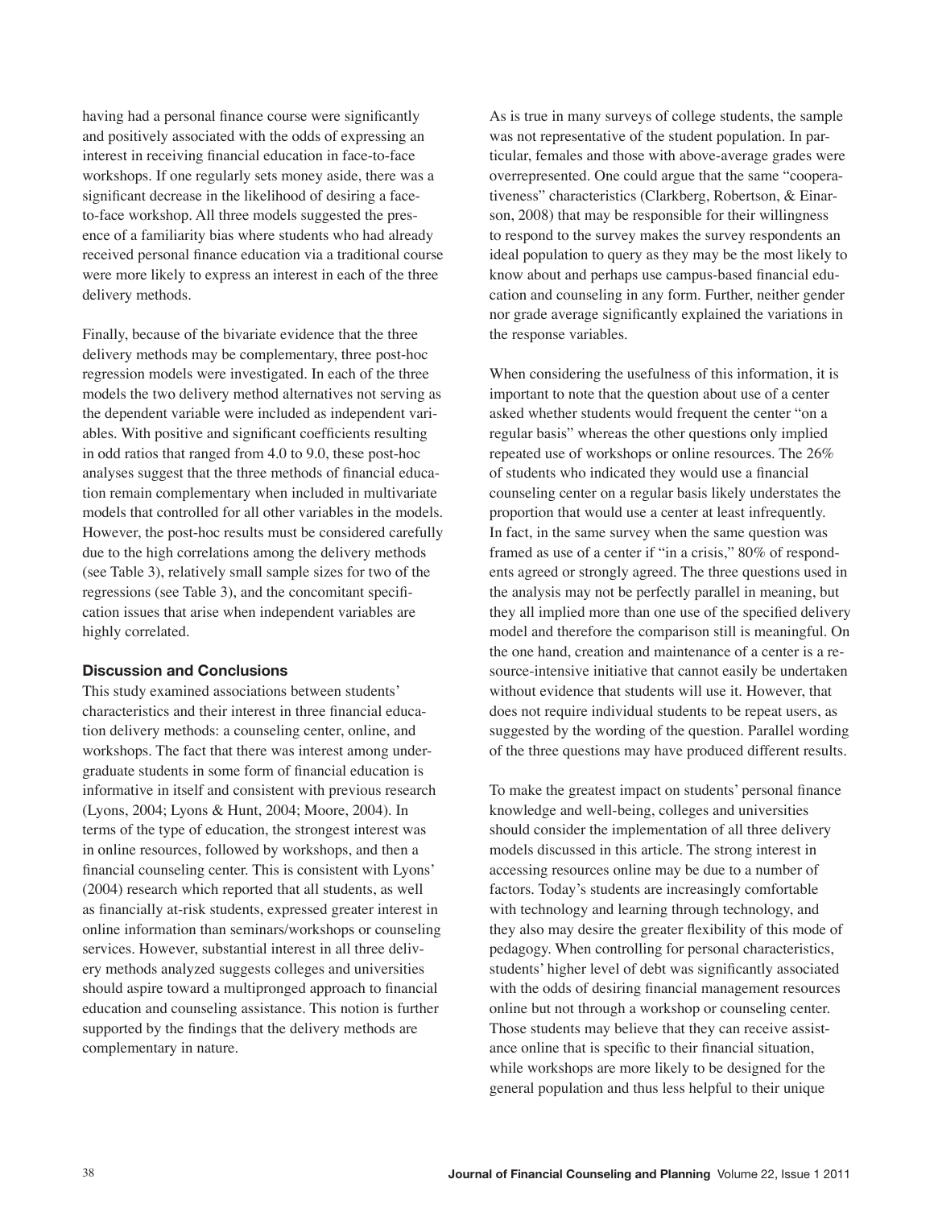having had a personal finance course were significantly and positively associated with the odds of expressing an interest in receiving financial education in face-to-face workshops. If one regularly sets money aside, there was a significant decrease in the likelihood of desiring a face-to-face workshop. All three models suggested the presence of a familiarity bias where students who had already received personal finance education via a traditional course were more likely to express an interest in each of the three delivery methods.

Finally, because of the bivariate evidence that the three delivery methods may be complementary, three post-hoc regression models were investigated. In each of the three models the two delivery method alternatives not serving as the dependent variable were included as independent variables. With positive and significant coefficients resulting in odd ratios that ranged from 4.0 to 9.0, these post-hoc analyses suggest that the three methods of financial education remain complementary when included in multivariate models that controlled for all other variables in the models. However, the post-hoc results must be considered carefully due to the high correlations among the delivery methods (see Table 3), relatively small sample sizes for two of the regressions (see Table 3), and the concomitant specification issues that arise when independent variables are highly correlated.

### Discussion and Conclusions

This study examined associations between students' characteristics and their interest in three financial education delivery methods: a counseling center, online, and workshops. The fact that there was interest among undergraduate students in some form of financial education is informative in itself and consistent with previous research (Lyons, 2004; Lyons & Hunt, 2004; Moore, 2004). In terms of the type of education, the strongest interest was in online resources, followed by workshops, and then a financial counseling center. This is consistent with Lyons' (2004) research which reported that all students, as well as financially at-risk students, expressed greater interest in online information than seminars/workshops or counseling services. However, substantial interest in all three delivery methods analyzed suggests colleges and universities should aspire toward a multipronged approach to financial education and counseling assistance. This notion is further supported by the findings that the delivery methods are complementary in nature.

As is true in many surveys of college students, the sample was not representative of the student population. In particular, females and those with above-average grades were overrepresented. One could argue that the same "cooperativeness" characteristics (Clarkberg, Robertson, & Einarson, 2008) that may be responsible for their willingness to respond to the survey makes the survey respondents an ideal population to query as they may be the most likely to know about and perhaps use campus-based financial education and counseling in any form. Further, neither gender nor grade average significantly explained the variations in the response variables.

When considering the usefulness of this information, it is important to note that the question about use of a center asked whether students would frequent the center "on a regular basis" whereas the other questions only implied repeated use of workshops or online resources. The 26% of students who indicated they would use a financial counseling center on a regular basis likely understates the proportion that would use a center at least infrequently. In fact, in the same survey when the same question was framed as use of a center if "in a crisis," 80% of respondents agreed or strongly agreed. The three questions used in the analysis may not be perfectly parallel in meaning, but they all implied more than one use of the specified delivery model and therefore the comparison still is meaningful. On the one hand, creation and maintenance of a center is a resource-intensive initiative that cannot easily be undertaken without evidence that students will use it. However, that does not require individual students to be repeat users, as suggested by the wording of the question. Parallel wording of the three questions may have produced different results.

To make the greatest impact on students' personal finance knowledge and well-being, colleges and universities should consider the implementation of all three delivery models discussed in this article. The strong interest in accessing resources online may be due to a number of factors. Today's students are increasingly comfortable with technology and learning through technology, and they also may desire the greater flexibility of this mode of pedagogy. When controlling for personal characteristics, students' higher level of debt was significantly associated with the odds of desiring financial management resources online but not through a workshop or counseling center. Those students may believe that they can receive assistance online that is specific to their financial situation, while workshops are more likely to be designed for the general population and thus less helpful to their unique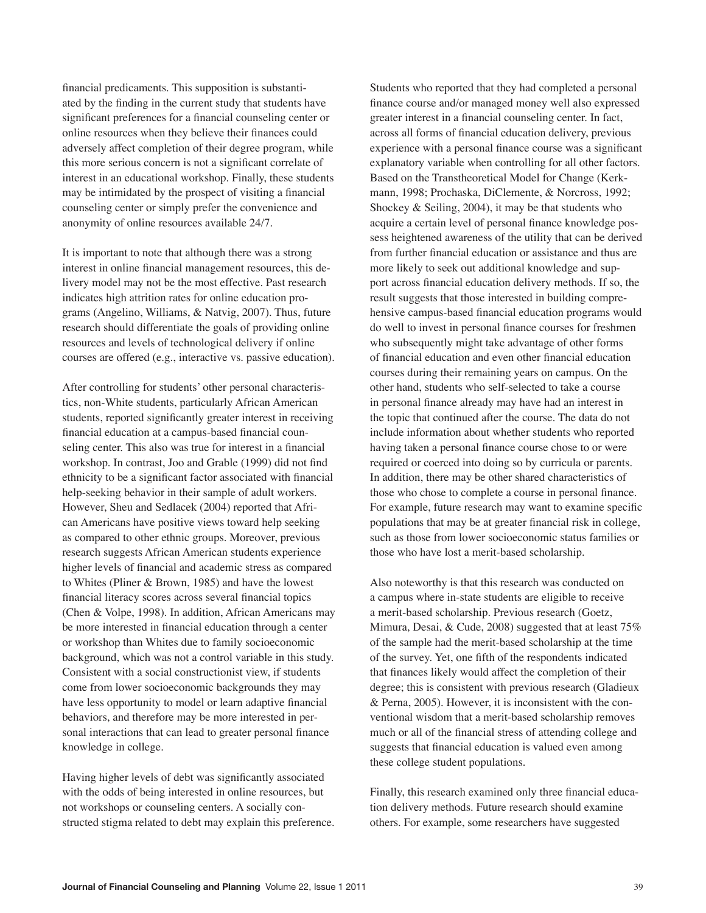financial predicaments. This supposition is substantiated by the finding in the current study that students have significant preferences for a financial counseling center or online resources when they believe their finances could adversely affect completion of their degree program, while this more serious concern is not a significant correlate of interest in an educational workshop. Finally, these students may be intimidated by the prospect of visiting a financial counseling center or simply prefer the convenience and anonymity of online resources available 24/7.

It is important to note that although there was a strong interest in online financial management resources, this delivery model may not be the most effective. Past research indicates high attrition rates for online education programs (Angelino, Williams, & Natvig, 2007). Thus, future research should differentiate the goals of providing online resources and levels of technological delivery if online courses are offered (e.g., interactive vs. passive education).

After controlling for students' other personal characteristics, non-White students, particularly African American students, reported significantly greater interest in receiving financial education at a campus-based financial counseling center. This also was true for interest in a financial workshop. In contrast, Joo and Grable (1999) did not find ethnicity to be a significant factor associated with financial help-seeking behavior in their sample of adult workers. However, Sheu and Sedlacek (2004) reported that African Americans have positive views toward help seeking as compared to other ethnic groups. Moreover, previous research suggests African American students experience higher levels of financial and academic stress as compared to Whites (Pliner & Brown, 1985) and have the lowest financial literacy scores across several financial topics (Chen & Volpe, 1998). In addition, African Americans may be more interested in financial education through a center or workshop than Whites due to family socioeconomic background, which was not a control variable in this study. Consistent with a social constructionist view, if students come from lower socioeconomic backgrounds they may have less opportunity to model or learn adaptive financial behaviors, and therefore may be more interested in personal interactions that can lead to greater personal finance knowledge in college.

Having higher levels of debt was significantly associated with the odds of being interested in online resources, but not workshops or counseling centers. A socially constructed stigma related to debt may explain this preference. Students who reported that they had completed a personal finance course and/or managed money well also expressed greater interest in a financial counseling center. In fact, across all forms of financial education delivery, previous experience with a personal finance course was a significant explanatory variable when controlling for all other factors. Based on the Transtheoretical Model for Change (Kerkmann, 1998; Prochaska, DiClemente, & Norcross, 1992; Shockey & Seiling, 2004), it may be that students who acquire a certain level of personal finance knowledge possess heightened awareness of the utility that can be derived from further financial education or assistance and thus are more likely to seek out additional knowledge and support across financial education delivery methods. If so, the result suggests that those interested in building comprehensive campus-based financial education programs would do well to invest in personal finance courses for freshmen who subsequently might take advantage of other forms of financial education and even other financial education courses during their remaining years on campus. On the other hand, students who self-selected to take a course in personal finance already may have had an interest in the topic that continued after the course. The data do not include information about whether students who reported having taken a personal finance course chose to or were required or coerced into doing so by curricula or parents. In addition, there may be other shared characteristics of those who chose to complete a course in personal finance. For example, future research may want to examine specific populations that may be at greater financial risk in college, such as those from lower socioeconomic status families or those who have lost a merit-based scholarship.

Also noteworthy is that this research was conducted on a campus where in-state students are eligible to receive a merit-based scholarship. Previous research (Goetz, Mimura, Desai, & Cude, 2008) suggested that at least 75% of the sample had the merit-based scholarship at the time of the survey. Yet, one fifth of the respondents indicated that finances likely would affect the completion of their degree; this is consistent with previous research (Gladieux & Perna, 2005). However, it is inconsistent with the conventional wisdom that a merit-based scholarship removes much or all of the financial stress of attending college and suggests that financial education is valued even among these college student populations.

Finally, this research examined only three financial education delivery methods. Future research should examine others. For example, some researchers have suggested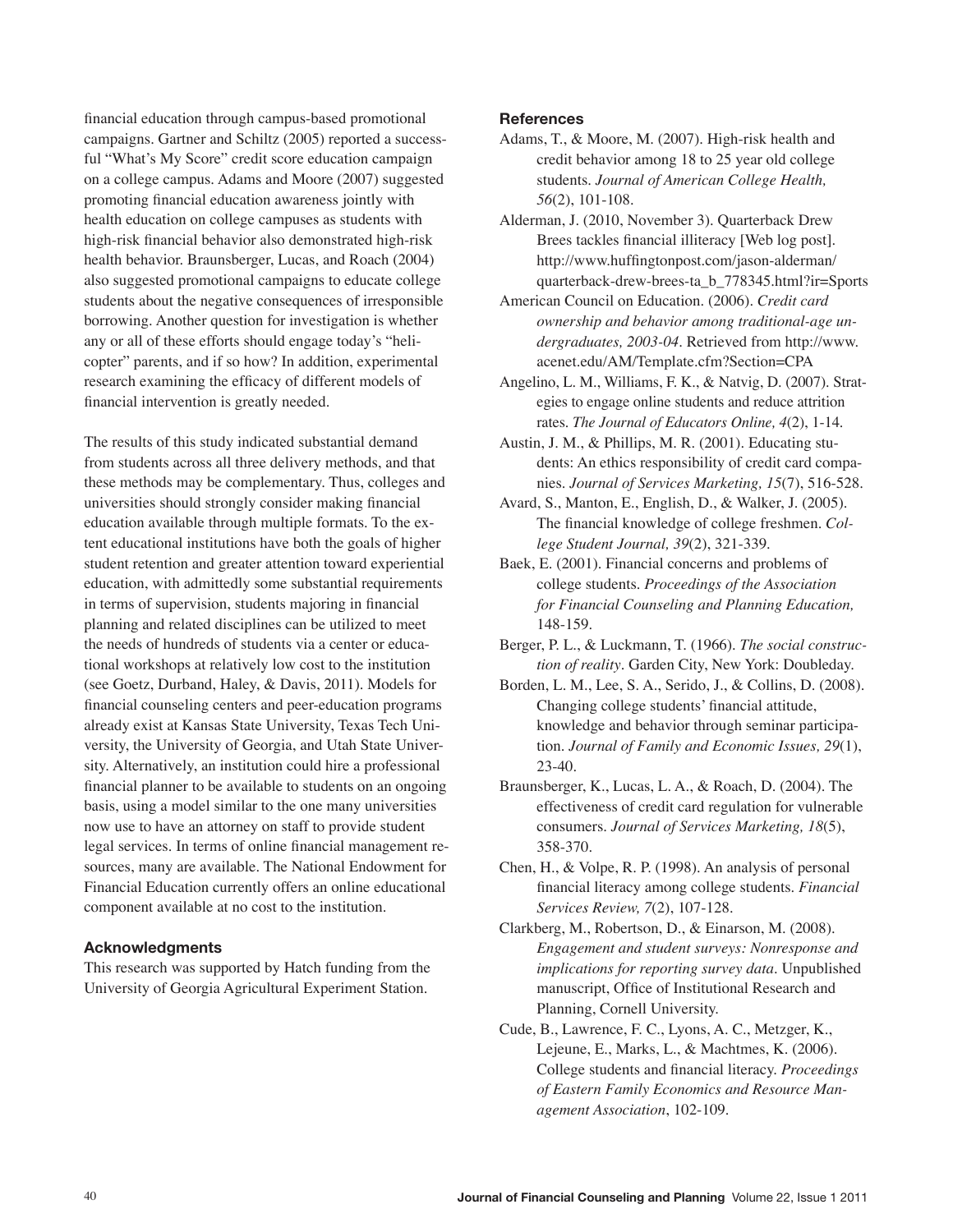financial education through campus-based promotional campaigns. Gartner and Schiltz (2005) reported a successful "What's My Score" credit score education campaign on a college campus. Adams and Moore (2007) suggested promoting financial education awareness jointly with health education on college campuses as students with high-risk financial behavior also demonstrated high-risk health behavior. Braunsberger, Lucas, and Roach (2004) also suggested promotional campaigns to educate college students about the negative consequences of irresponsible borrowing. Another question for investigation is whether any or all of these efforts should engage today's "helicopter" parents, and if so how? In addition, experimental research examining the efficacy of different models of financial intervention is greatly needed.

The results of this study indicated substantial demand from students across all three delivery methods, and that these methods may be complementary. Thus, colleges and universities should strongly consider making financial education available through multiple formats. To the extent educational institutions have both the goals of higher student retention and greater attention toward experiential education, with admittedly some substantial requirements in terms of supervision, students majoring in financial planning and related disciplines can be utilized to meet the needs of hundreds of students via a center or educational workshops at relatively low cost to the institution (see Goetz, Durband, Haley, & Davis, 2011). Models for financial counseling centers and peer-education programs already exist at Kansas State University, Texas Tech University, the University of Georgia, and Utah State University. Alternatively, an institution could hire a professional financial planner to be available to students on an ongoing basis, using a model similar to the one many universities now use to have an attorney on staff to provide student legal services. In terms of online financial management resources, many are available. The National Endowment for Financial Education currently offers an online educational component available at no cost to the institution.

### Acknowledgments

This research was supported by Hatch funding from the University of Georgia Agricultural Experiment Station.

### References

Adams, T., & Moore, M. (2007). High-risk health and credit behavior among 18 to 25 year old college students. *Journal of American College Health, 56*(2), 101-108.

Alderman, J. (2010, November 3). Quarterback Drew Brees tackles financial illiteracy [Web log post]. http://www.huffingtonpost.com/jason-alderman/quarterback-drew-brees-ta_b_778345.html?ir=Sports

American Council on Education. (2006). *Credit card ownership and behavior among traditional-age undergraduates, 2003-04*. Retrieved from http://www.acenet.edu/AM/Template.cfm?Section=CPA

Angelino, L. M., Williams, F. K., & Natvig, D. (2007). Strategies to engage online students and reduce attrition rates. *The Journal of Educators Online, 4*(2), 1-14.

Austin, J. M., & Phillips, M. R. (2001). Educating students: An ethics responsibility of credit card companies. *Journal of Services Marketing, 15*(7), 516-528.

Avard, S., Manton, E., English, D., & Walker, J. (2005). The financial knowledge of college freshmen. *College Student Journal, 39*(2), 321-339.

Baek, E. (2001). Financial concerns and problems of college students. *Proceedings of the Association for Financial Counseling and Planning Education,* 148-159.

Berger, P. L., & Luckmann, T. (1966). *The social construction of reality*. Garden City, New York: Doubleday.

Borden, L. M., Lee, S. A., Serido, J., & Collins, D. (2008). Changing college students' financial attitude, knowledge and behavior through seminar participation. *Journal of Family and Economic Issues, 29*(1), 23-40.

Braunsberger, K., Lucas, L. A., & Roach, D. (2004). The effectiveness of credit card regulation for vulnerable consumers. *Journal of Services Marketing, 18*(5), 358-370.

Chen, H., & Volpe, R. P. (1998). An analysis of personal financial literacy among college students. *Financial Services Review, 7*(2), 107-128.

Clarkberg, M., Robertson, D., & Einarson, M. (2008). *Engagement and student surveys: Nonresponse and implications for reporting survey data*. Unpublished manuscript, Office of Institutional Research and Planning, Cornell University.

Cude, B., Lawrence, F. C., Lyons, A. C., Metzger, K., Lejeune, E., Marks, L., & Machtmes, K. (2006). College students and financial literacy. *Proceedings of Eastern Family Economics and Resource Management Association*, 102-109.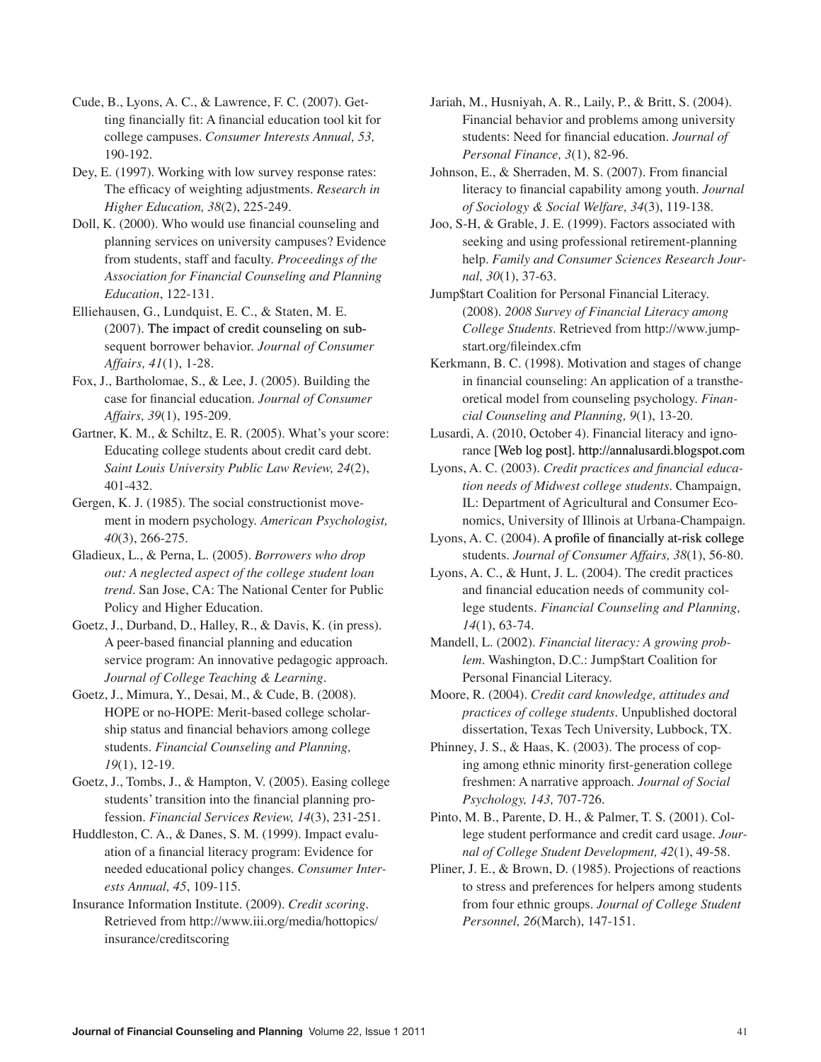Cude, B., Lyons, A. C., & Lawrence, F. C. (2007). Getting financially fit: A financial education tool kit for college campuses. *Consumer Interests Annual, 53,* 190-192.

Dey, E. (1997). Working with low survey response rates: The efficacy of weighting adjustments. *Research in Higher Education, 38*(2), 225-249.

Doll, K. (2000). Who would use financial counseling and planning services on university campuses? Evidence from students, staff and faculty. *Proceedings of the Association for Financial Counseling and Planning Education*, 122-131.

Elliehausen, G., Lundquist, E. C., & Staten, M. E. (2007). The impact of credit counseling on subsequent borrower behavior. *Journal of Consumer Affairs, 41*(1), 1-28.

Fox, J., Bartholomae, S., & Lee, J. (2005). Building the case for financial education. *Journal of Consumer Affairs, 39*(1), 195-209.

Gartner, K. M., & Schiltz, E. R. (2005). What's your score: Educating college students about credit card debt. *Saint Louis University Public Law Review, 24*(2), 401-432.

Gergen, K. J. (1985). The social constructionist movement in modern psychology. *American Psychologist, 40*(3), 266-275.

Gladieux, L., & Perna, L. (2005). *Borrowers who drop out: A neglected aspect of the college student loan trend*. San Jose, CA: The National Center for Public Policy and Higher Education.

Goetz, J., Durband, D., Halley, R., & Davis, K. (in press). A peer-based financial planning and education service program: An innovative pedagogic approach. *Journal of College Teaching & Learning*.

Goetz, J., Mimura, Y., Desai, M., & Cude, B. (2008). HOPE or no-HOPE: Merit-based college scholarship status and financial behaviors among college students. *Financial Counseling and Planning, 19*(1), 12-19.

Goetz, J., Tombs, J., & Hampton, V. (2005). Easing college students' transition into the financial planning profession. *Financial Services Review, 14*(3), 231-251.

Huddleston, C. A., & Danes, S. M. (1999). Impact evaluation of a financial literacy program: Evidence for needed educational policy changes. *Consumer Interests Annual, 45*, 109-115.

Insurance Information Institute. (2009). *Credit scoring*. Retrieved from http://www.iii.org/media/hottopics/insurance/creditscoring

Jariah, M., Husniyah, A. R., Laily, P., & Britt, S. (2004). Financial behavior and problems among university students: Need for financial education. *Journal of Personal Finance, 3*(1), 82-96.

Johnson, E., & Sherraden, M. S. (2007). From financial literacy to financial capability among youth. *Journal of Sociology & Social Welfare, 34*(3), 119-138.

Joo, S-H, & Grable, J. E. (1999). Factors associated with seeking and using professional retirement-planning help. *Family and Consumer Sciences Research Journal, 30*(1), 37-63.

Jump$tart Coalition for Personal Financial Literacy. (2008). *2008 Survey of Financial Literacy among College Students*. Retrieved from http://www.jumpstart.org/fileindex.cfm

Kerkmann, B. C. (1998). Motivation and stages of change in financial counseling: An application of a transtheoretical model from counseling psychology. *Financial Counseling and Planning, 9*(1), 13-20.

Lusardi, A. (2010, October 4). Financial literacy and ignorance [Web log post]. http://annalusardi.blogspot.com

Lyons, A. C. (2003). *Credit practices and financial education needs of Midwest college students*. Champaign, IL: Department of Agricultural and Consumer Economics, University of Illinois at Urbana-Champaign.

Lyons, A. C. (2004). A profile of financially at-risk college students. *Journal of Consumer Affairs, 38*(1), 56-80.

Lyons, A. C., & Hunt, J. L. (2004). The credit practices and financial education needs of community college students. *Financial Counseling and Planning, 14*(1), 63-74.

Mandell, L. (2002). *Financial literacy: A growing problem*. Washington, D.C.: Jump$tart Coalition for Personal Financial Literacy.

Moore, R. (2004). *Credit card knowledge, attitudes and practices of college students*. Unpublished doctoral dissertation, Texas Tech University, Lubbock, TX.

Phinney, J. S., & Haas, K. (2003). The process of coping among ethnic minority first-generation college freshmen: A narrative approach. *Journal of Social Psychology, 143,* 707-726.

Pinto, M. B., Parente, D. H., & Palmer, T. S. (2001). College student performance and credit card usage. *Journal of College Student Development, 42*(1), 49-58.

Pliner, J. E., & Brown, D. (1985). Projections of reactions to stress and preferences for helpers among students from four ethnic groups. *Journal of College Student Personnel, 26*(March), 147-151.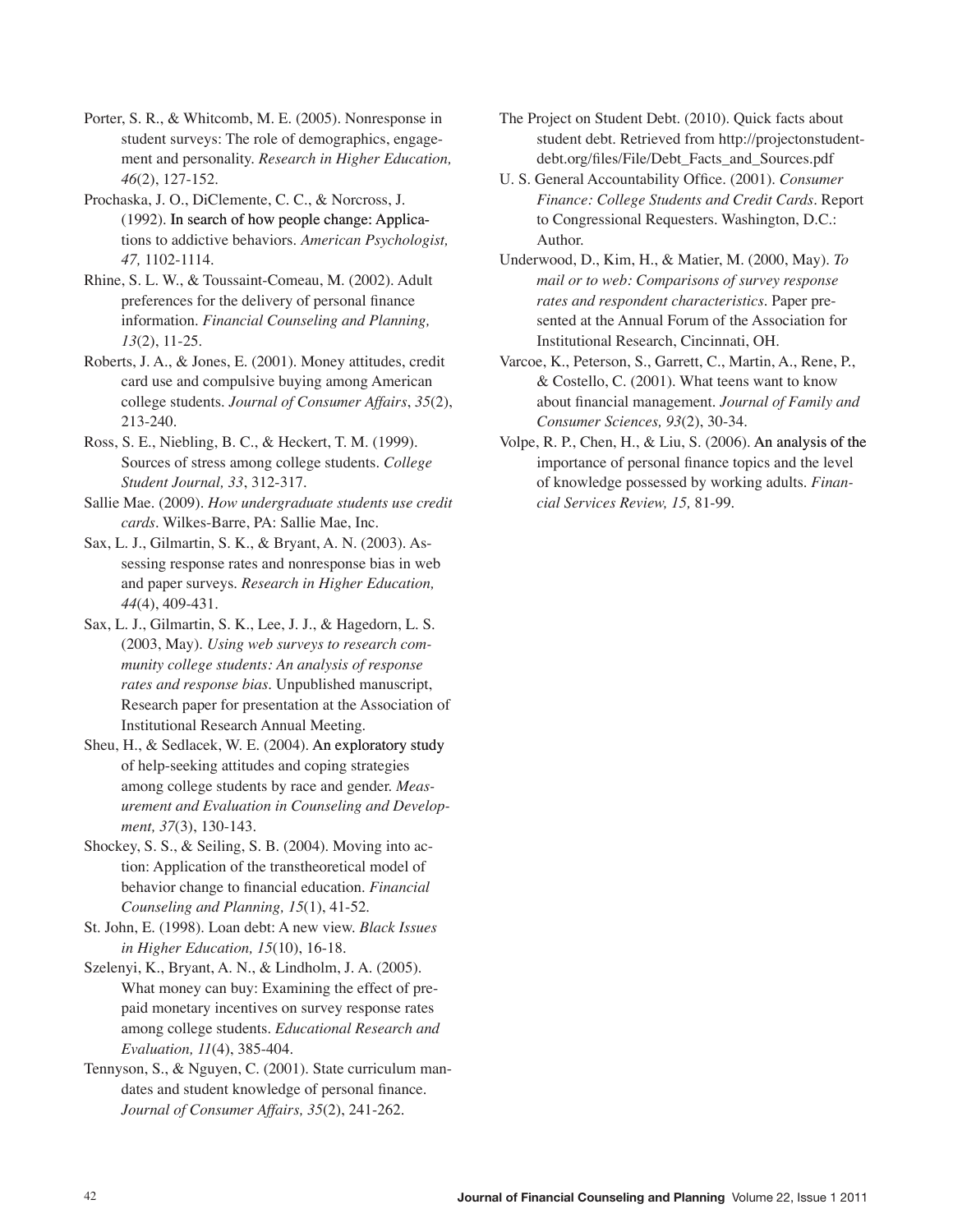Porter, S. R., & Whitcomb, M. E. (2005). Nonresponse in student surveys: The role of demographics, engagement and personality. *Research in Higher Education, 46*(2), 127-152.

Prochaska, J. O., DiClemente, C. C., & Norcross, J. (1992). In search of how people change: Applications to addictive behaviors. *American Psychologist, 47,* 1102-1114.

Rhine, S. L. W., & Toussaint-Comeau, M. (2002). Adult preferences for the delivery of personal finance information. *Financial Counseling and Planning, 13*(2), 11-25.

Roberts, J. A., & Jones, E. (2001). Money attitudes, credit card use and compulsive buying among American college students. *Journal of Consumer Affairs*, *35*(2), 213-240.

Ross, S. E., Niebling, B. C., & Heckert, T. M. (1999). Sources of stress among college students. *College Student Journal, 33*, 312-317.

Sallie Mae. (2009). *How undergraduate students use credit cards*. Wilkes-Barre, PA: Sallie Mae, Inc.

Sax, L. J., Gilmartin, S. K., & Bryant, A. N. (2003). Assessing response rates and nonresponse bias in web and paper surveys. *Research in Higher Education, 44*(4), 409-431.

Sax, L. J., Gilmartin, S. K., Lee, J. J., & Hagedorn, L. S. (2003, May). *Using web surveys to research community college students: An analysis of response rates and response bias.* Unpublished manuscript, Research paper for presentation at the Association of Institutional Research Annual Meeting.

Sheu, H., & Sedlacek, W. E. (2004). An exploratory study of help-seeking attitudes and coping strategies among college students by race and gender. *Measurement and Evaluation in Counseling and Development, 37*(3), 130-143.

Shockey, S. S., & Seiling, S. B. (2004). Moving into action: Application of the transtheoretical model of behavior change to financial education. *Financial Counseling and Planning, 15*(1), 41-52.

St. John, E. (1998). Loan debt: A new view. *Black Issues in Higher Education, 15*(10), 16-18.

Szelenyi, K., Bryant, A. N., & Lindholm, J. A. (2005). What money can buy: Examining the effect of prepaid monetary incentives on survey response rates among college students. *Educational Research and Evaluation, 11*(4), 385-404.

Tennyson, S., & Nguyen, C. (2001). State curriculum mandates and student knowledge of personal finance. *Journal of Consumer Affairs, 35*(2), 241-262.

The Project on Student Debt. (2010). Quick facts about student debt. Retrieved from http://projectonstudentdebt.org/files/File/Debt_Facts_and_Sources.pdf

U. S. General Accountability Office. (2001). *Consumer Finance: College Students and Credit Cards*. Report to Congressional Requesters. Washington, D.C.: Author.

Underwood, D., Kim, H., & Matier, M. (2000, May). *To mail or to web: Comparisons of survey response rates and respondent characteristics*. Paper presented at the Annual Forum of the Association for Institutional Research, Cincinnati, OH.

Varcoe, K., Peterson, S., Garrett, C., Martin, A., Rene, P., & Costello, C. (2001). What teens want to know about financial management. *Journal of Family and Consumer Sciences, 93*(2), 30-34.

Volpe, R. P., Chen, H., & Liu, S. (2006). An analysis of the importance of personal finance topics and the level of knowledge possessed by working adults. *Financial Services Review, 15,* 81-99.